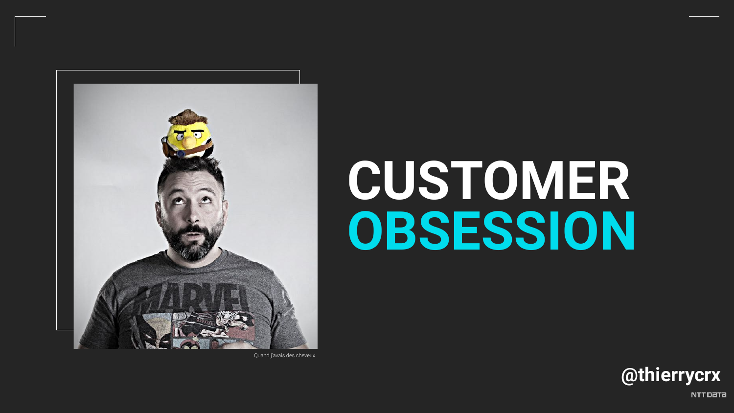# CUSTOMER OBSESSION

Quand j'avais des cheveux

@thierrycrx

NTT DATA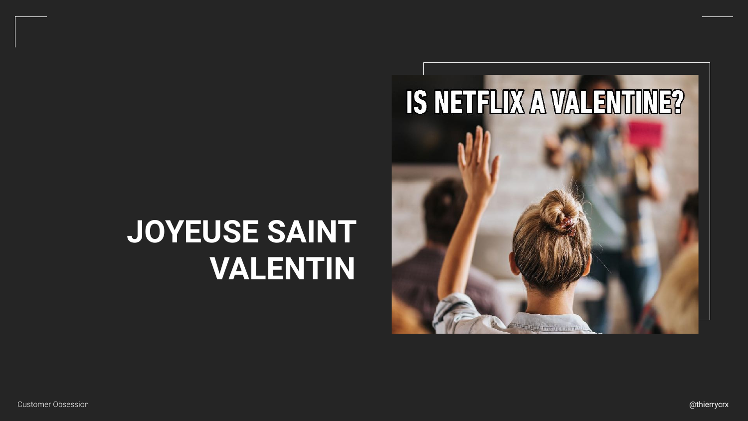# JOYEUSE SAINT VALENTIN

IS NETFLIX A VALENTINE?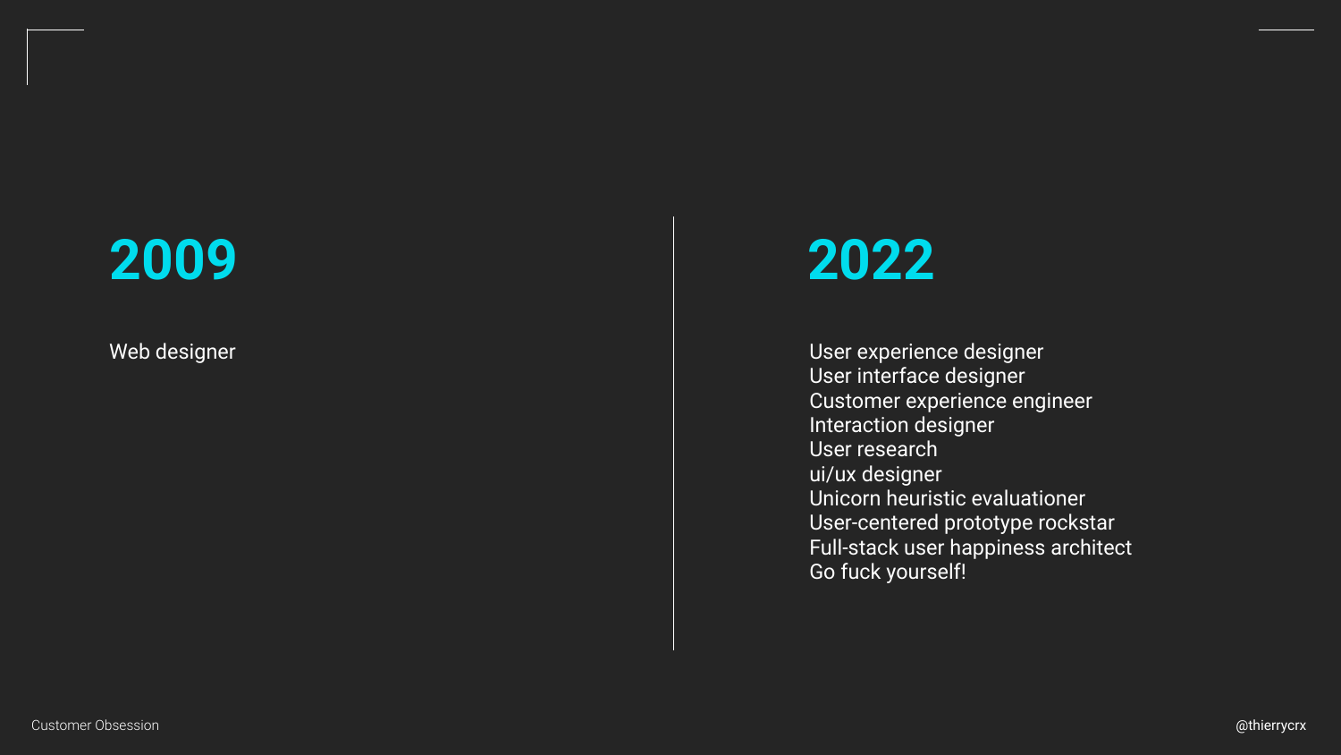## 2009

Web designer

## 2022

User experience designer
User interface designer
Customer experience engineer
Interaction designer
User research
ui/ux designer
Unicorn heuristic evaluationer
User-centered prototype rockstar
Full-stack user happiness architect
Go fuck yourself!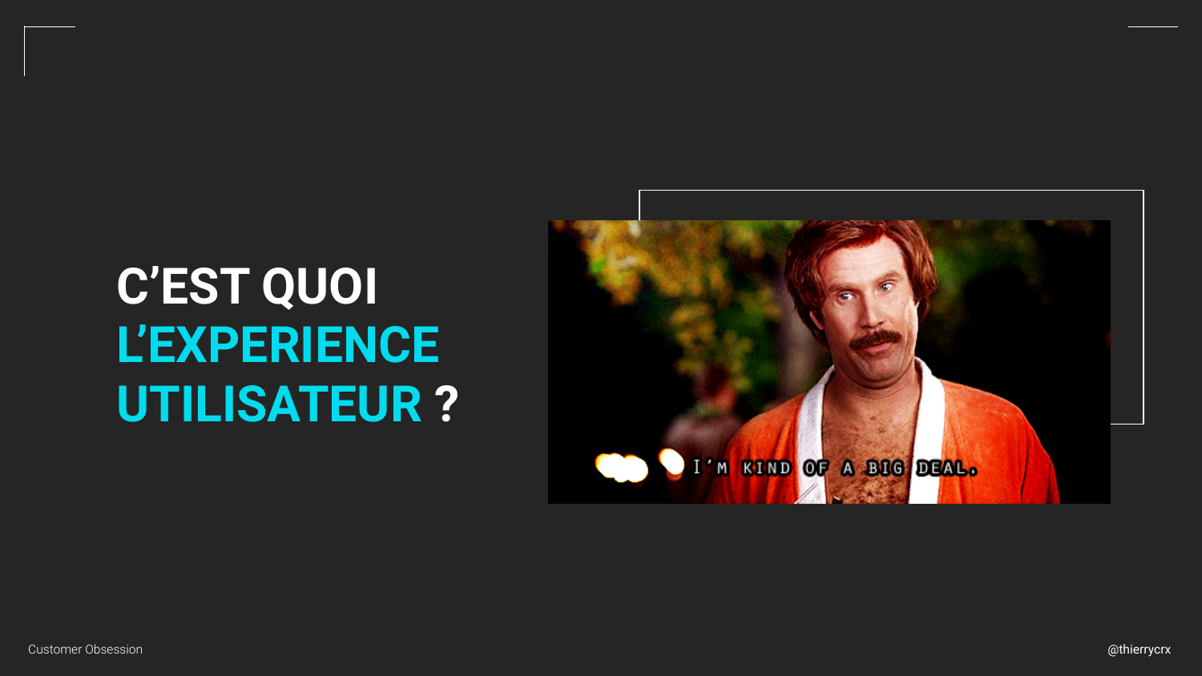# C'EST QUOI L'EXPERIENCE UTILISATEUR ?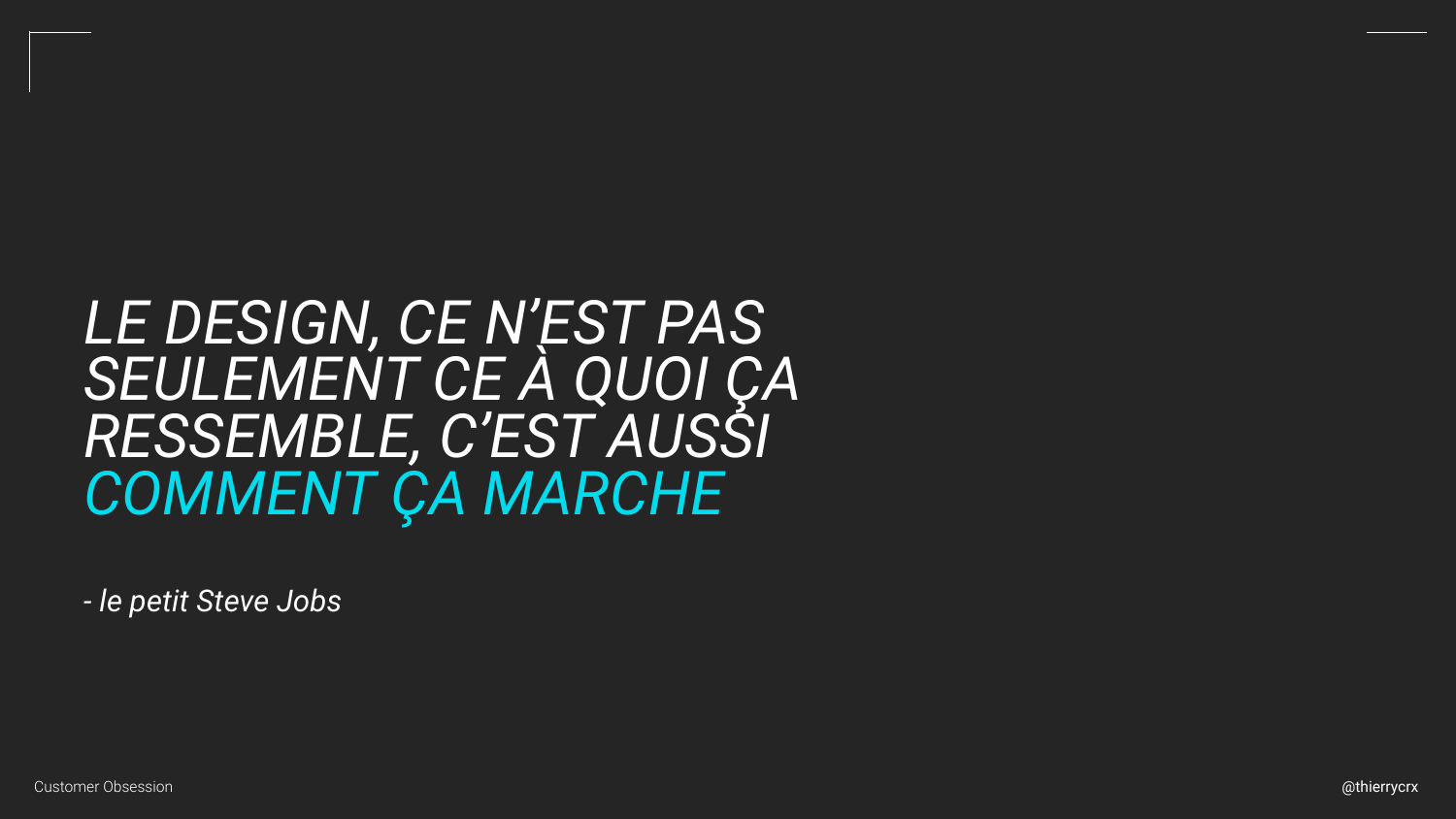*LE DESIGN, CE N'EST PAS SEULEMENT CE À QUOI ÇA RESSEMBLE, C'EST AUSSI COMMENT ÇA MARCHE*

*- le petit Steve Jobs*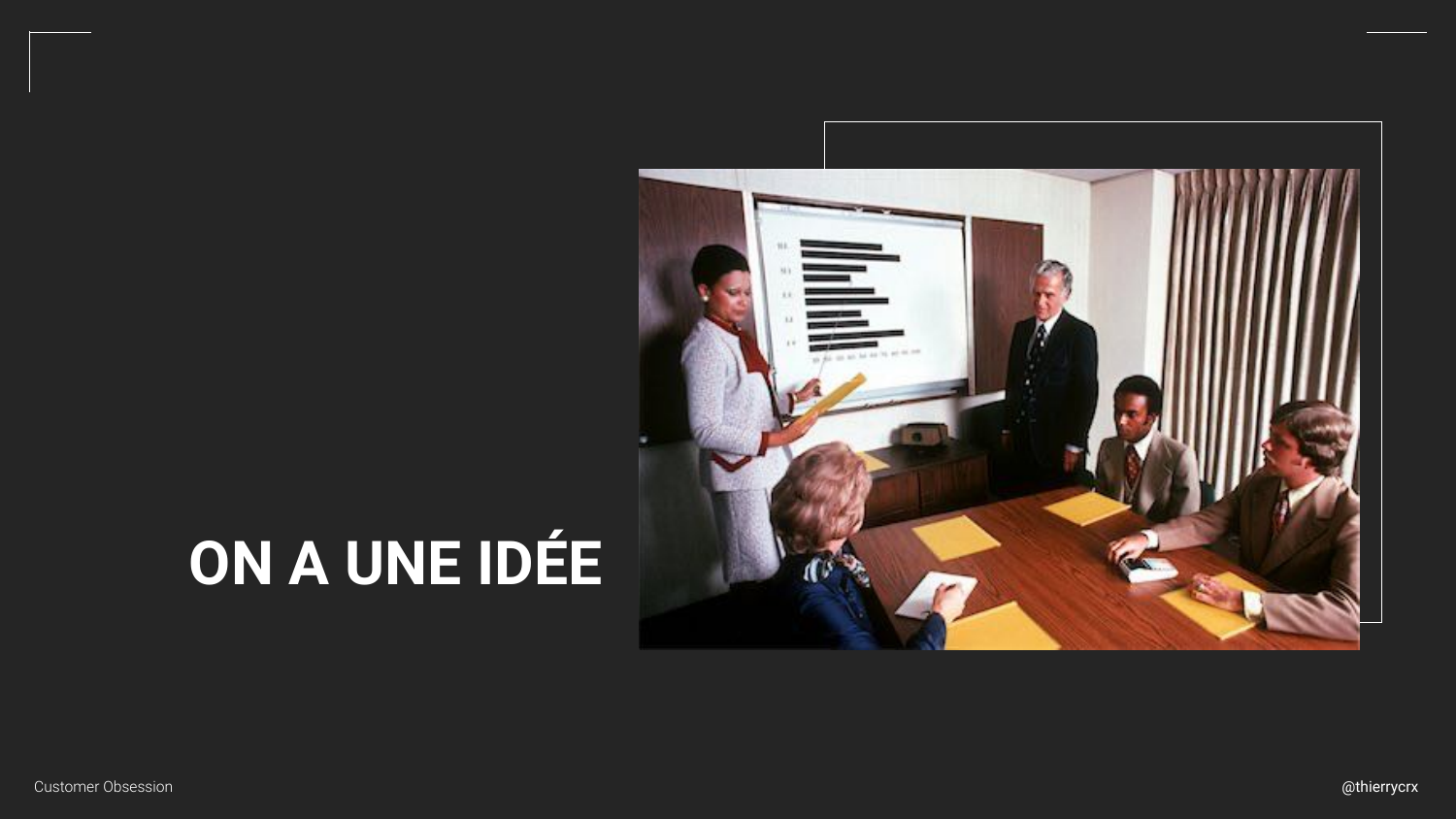# ON A UNE IDÉE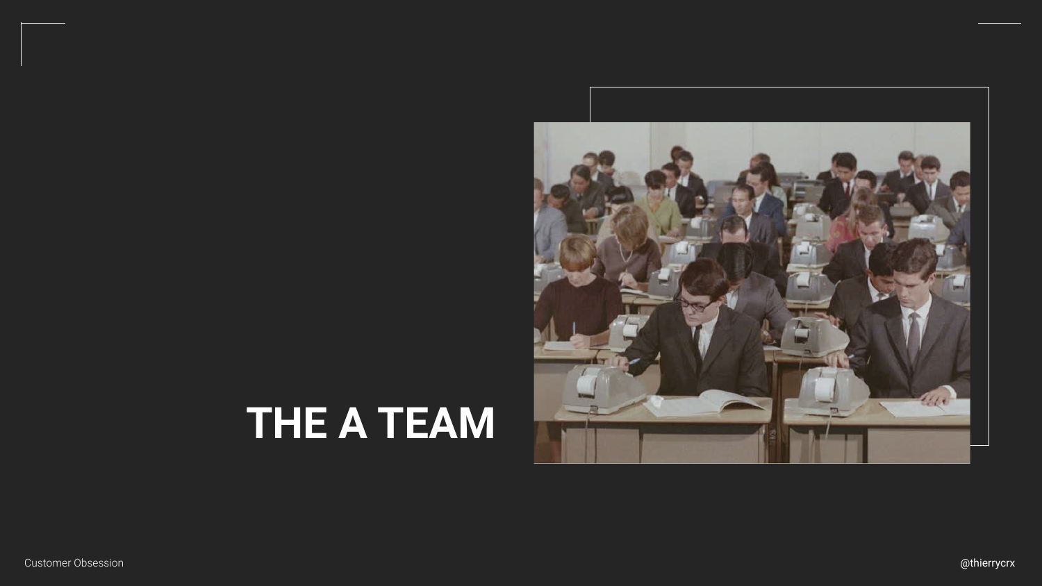# THE A TEAM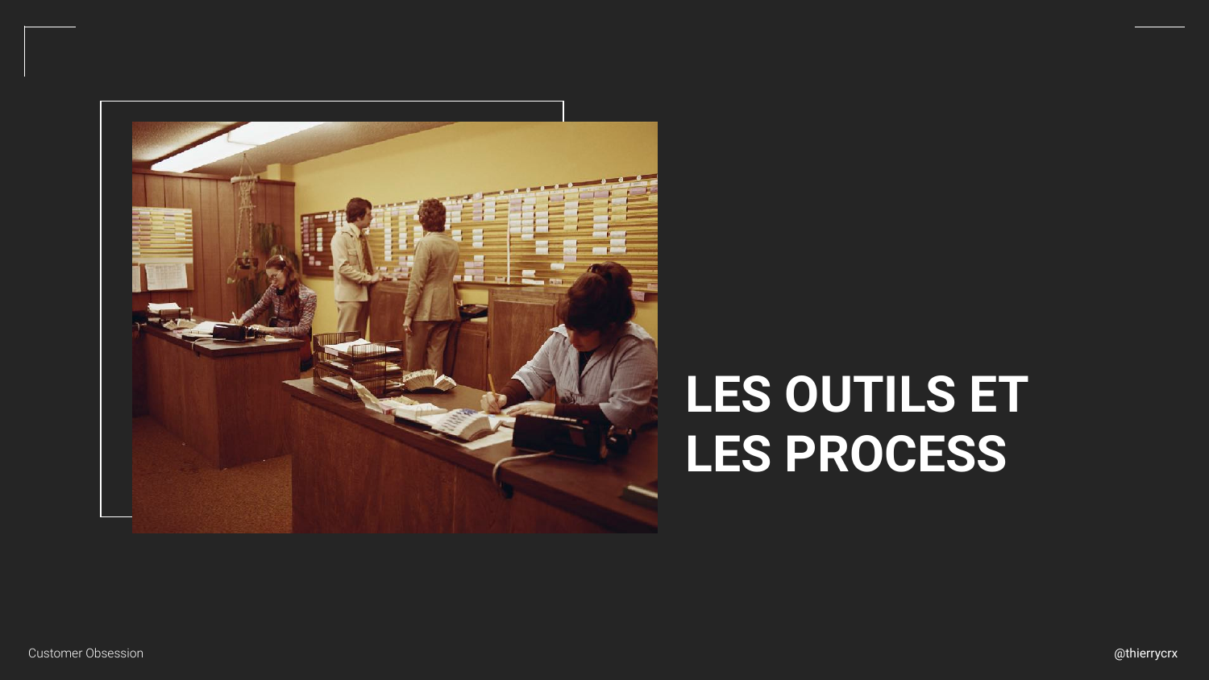# LES OUTILS ET LES PROCESS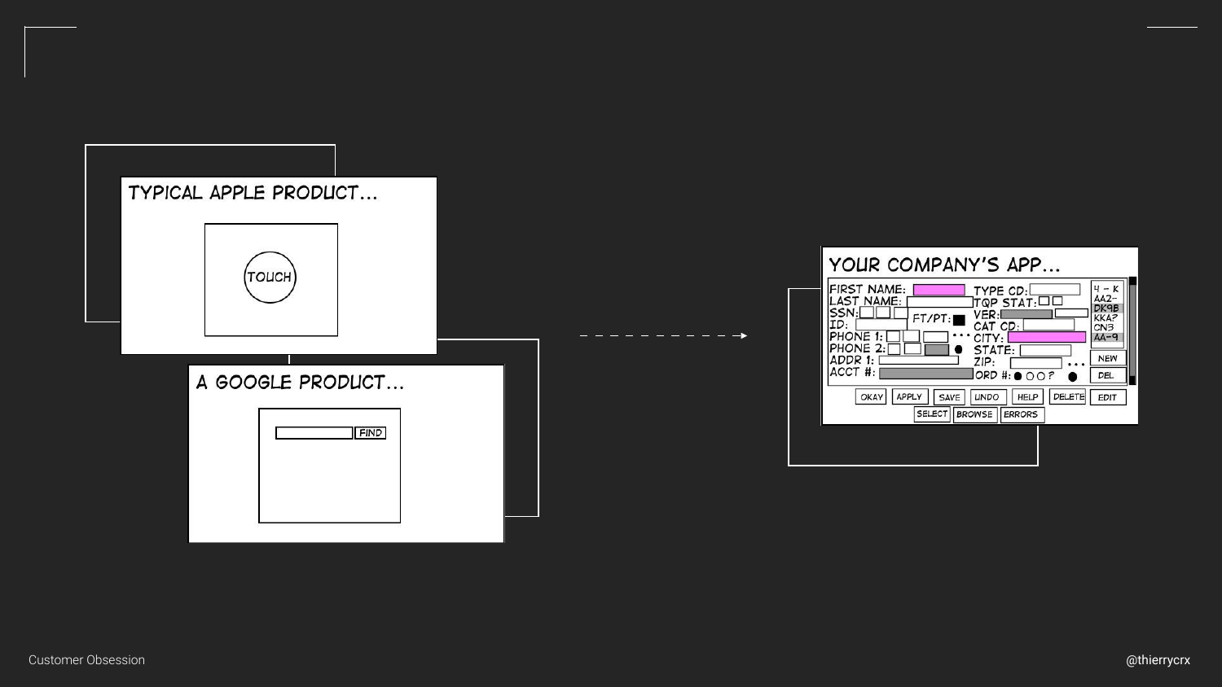TYPICAL APPLE PRODUCT...

TOUCH

A GOOGLE PRODUCT...

FIND

YOUR COMPANY'S APP...

FIRST NAME:
LAST NAME:
SSN:
ID:
PHONE 1:
PHONE 2:
ADDR 1:
ACCT #:
FT/PT:
TYPE CD:
TQP STAT:
VER:
CAT CD:
CITY:
STATE:
ZIP:
ORD #:

4 – K
AA2-
DK9B
KKA?
CN3
AA-9

NEW
DEL

OKAY APPLY SAVE UNDO HELP DELETE EDIT

SELECT BROWSE ERRORS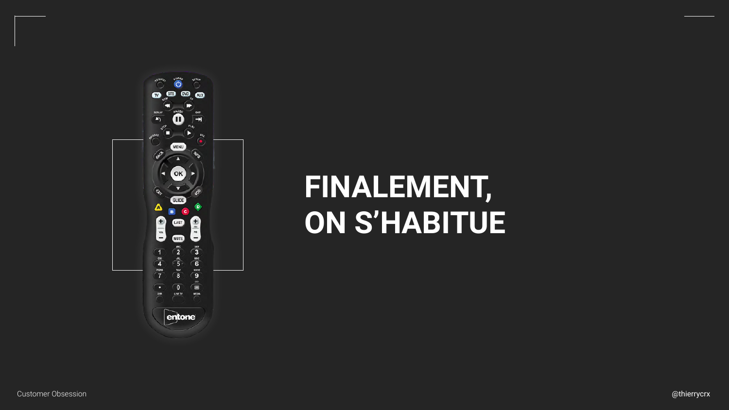# FINALEMENT, ON S'HABITUE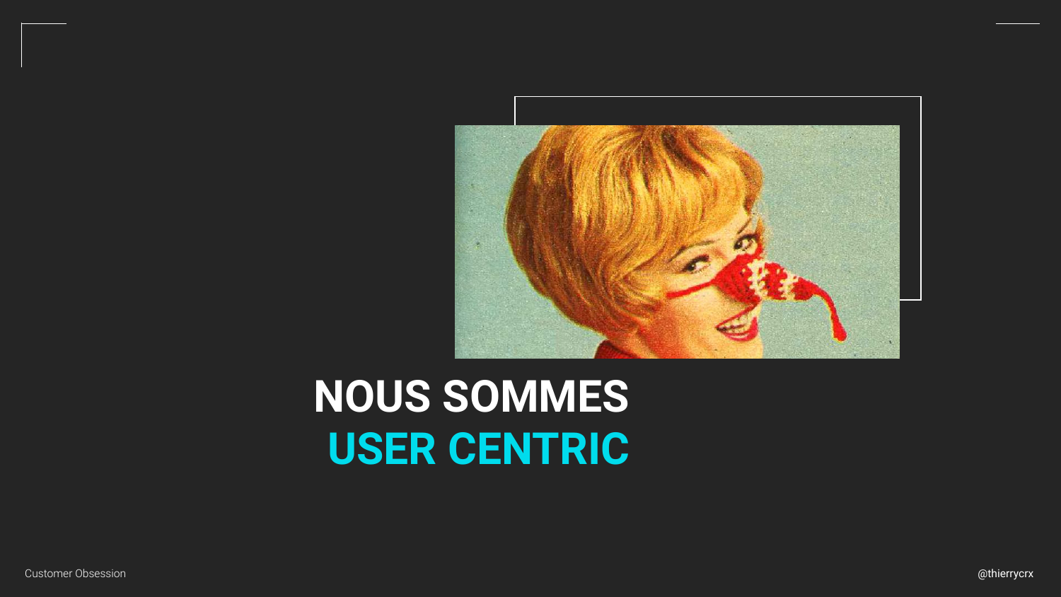# NOUS SOMMES USER CENTRIC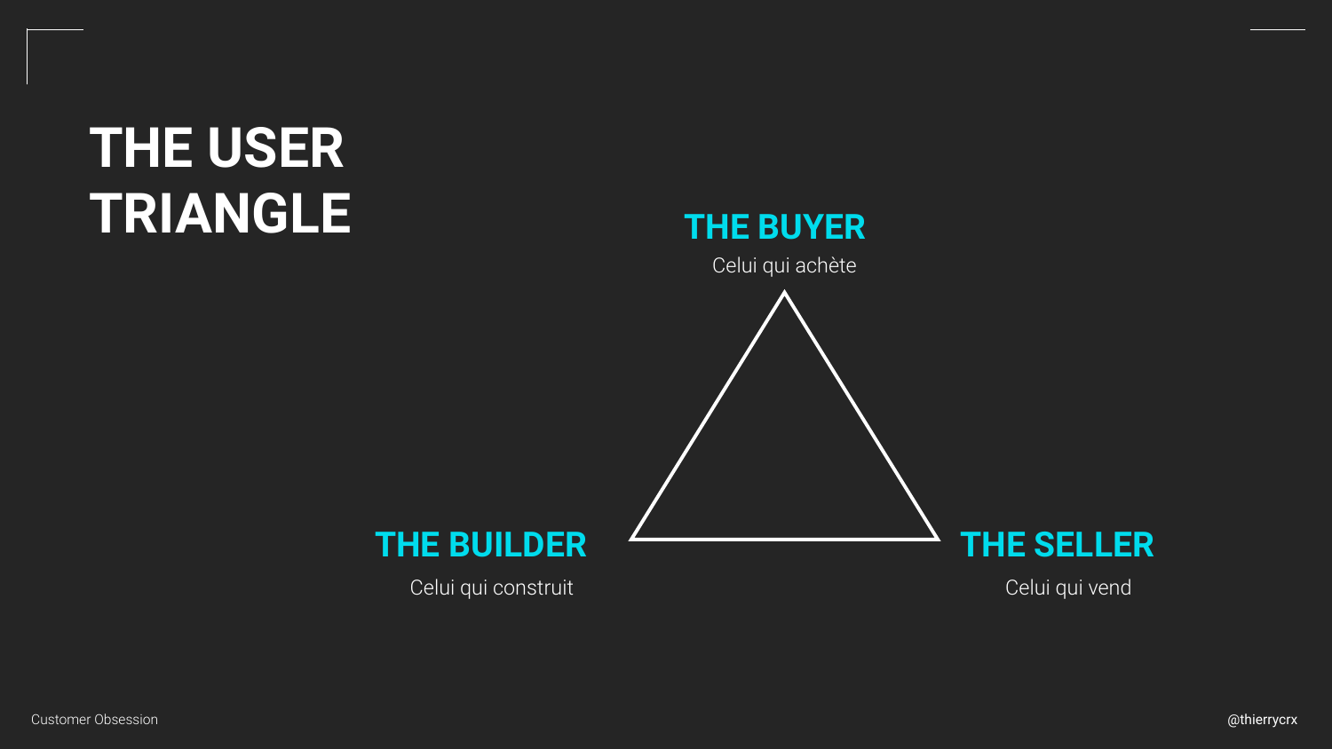# THE USER TRIANGLE

**THE BUYER**
Celui qui achète

**THE BUILDER**
Celui qui construit

**THE SELLER**
Celui qui vend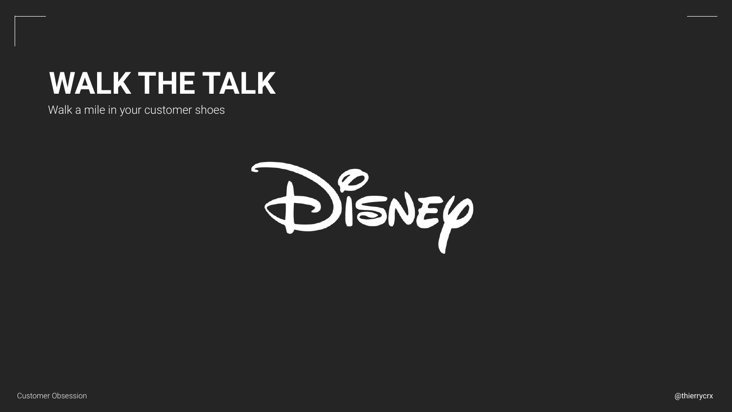# WALK THE TALK

Walk a mile in your customer shoes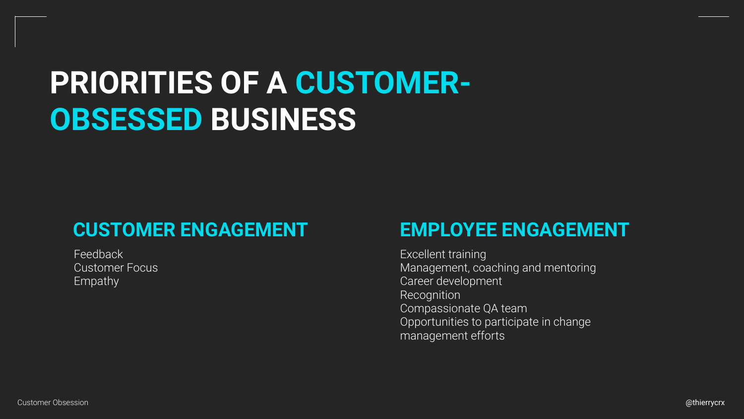# PRIORITIES OF A CUSTOMER-OBSESSED BUSINESS

## CUSTOMER ENGAGEMENT

Feedback
Customer Focus
Empathy

## EMPLOYEE ENGAGEMENT

Excellent training
Management, coaching and mentoring
Career development
Recognition
Compassionate QA team
Opportunities to participate in change management efforts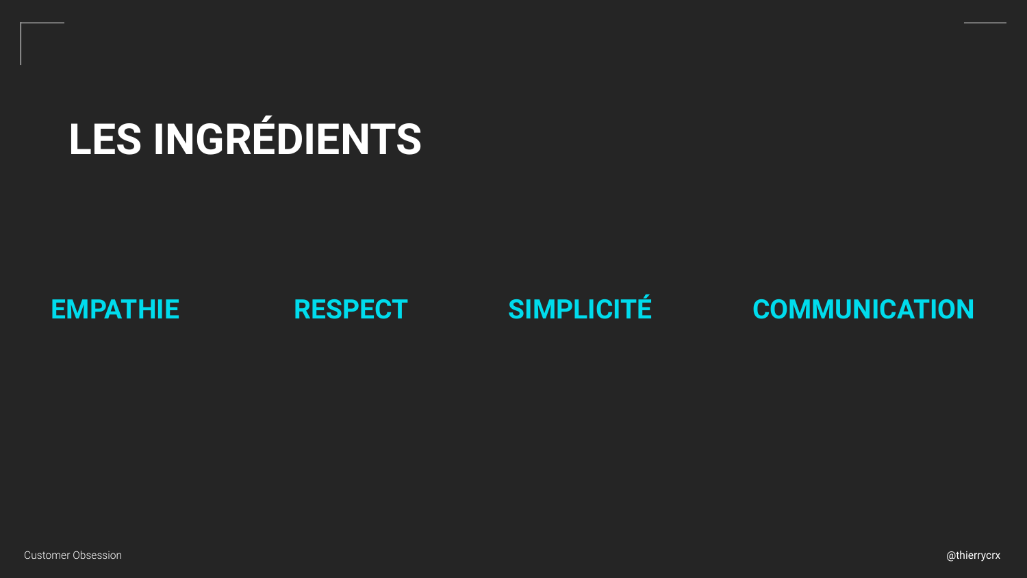# LES INGRÉDIENTS

**EMPATHIE** **RESPECT** **SIMPLICITÉ** **COMMUNICATION**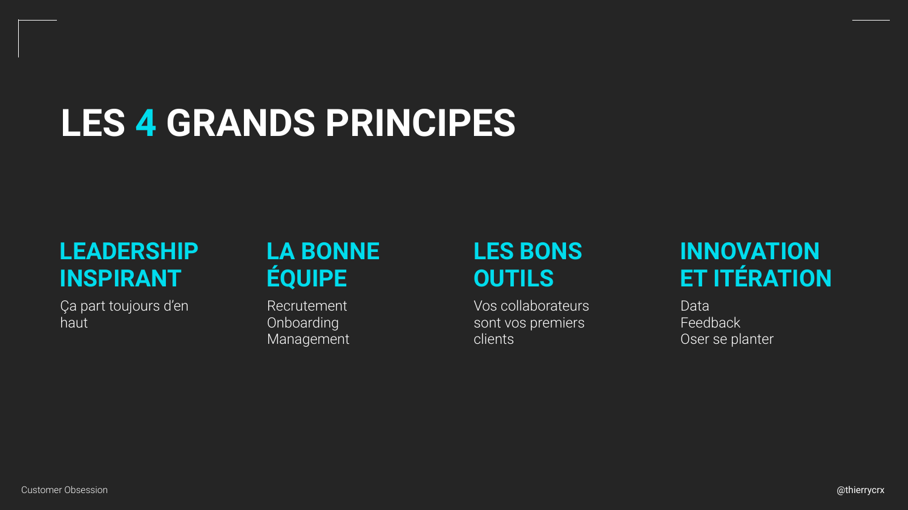# LES 4 GRANDS PRINCIPES

## LEADERSHIP INSPIRANT

Ça part toujours d'en haut

## LA BONNE ÉQUIPE

Recrutement
Onboarding
Management

## LES BONS OUTILS

Vos collaborateurs sont vos premiers clients

## INNOVATION ET ITÉRATION

Data
Feedback
Oser se planter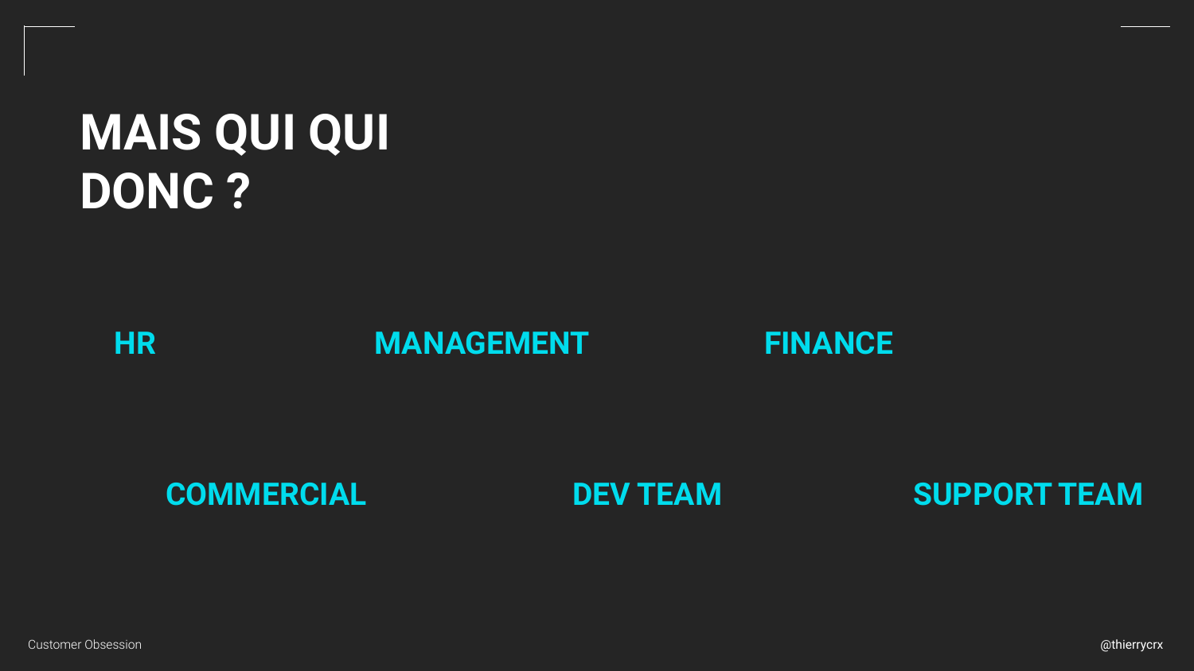# MAIS QUI QUI DONC ?

**HR** **MANAGEMENT** **FINANCE**

**COMMERCIAL** **DEV TEAM** **SUPPORT TEAM**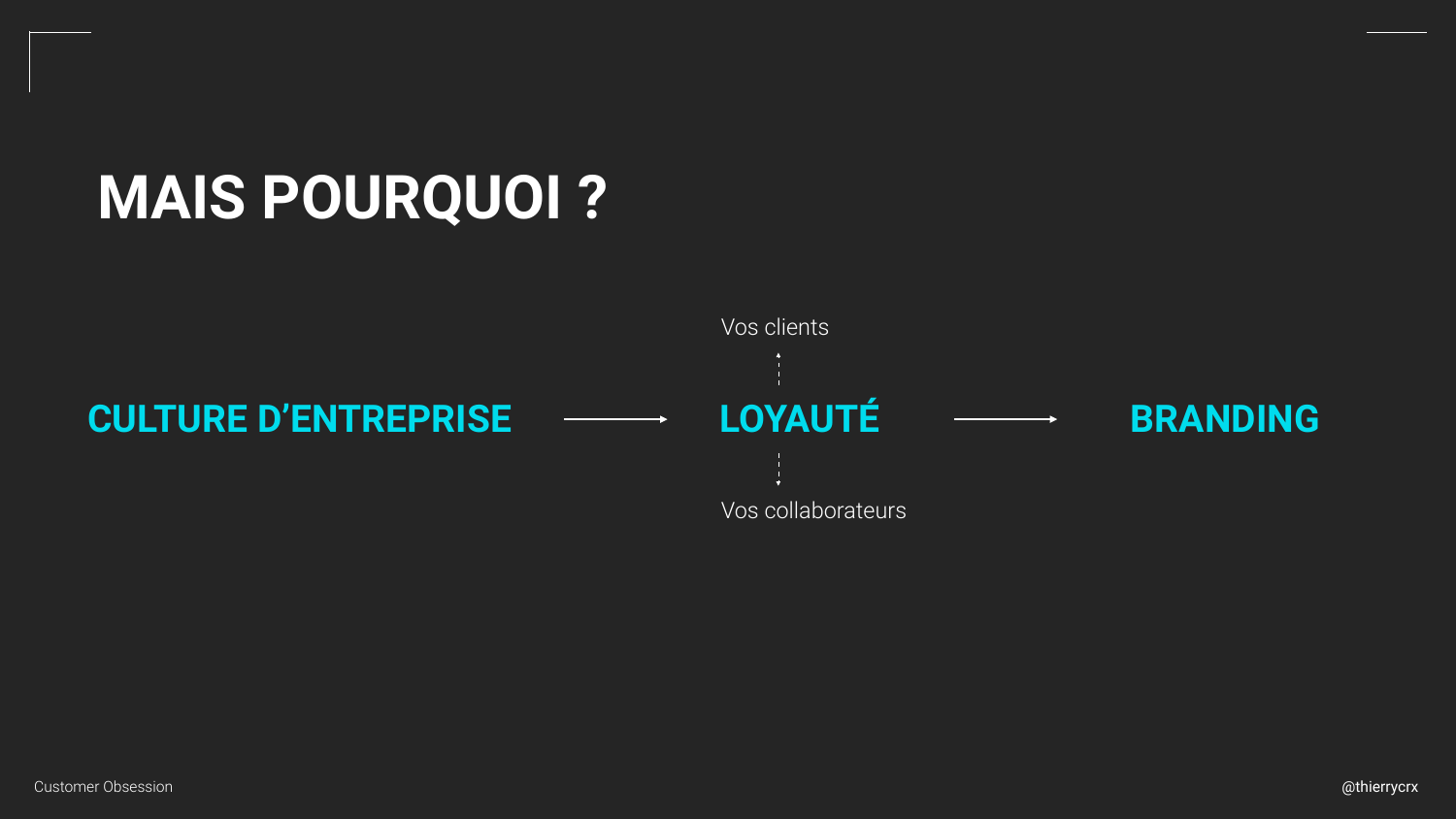# MAIS POURQUOI ?

Vos clients

**CULTURE D'ENTREPRISE** → **LOYAUTÉ** → **BRANDING**

Vos collaborateurs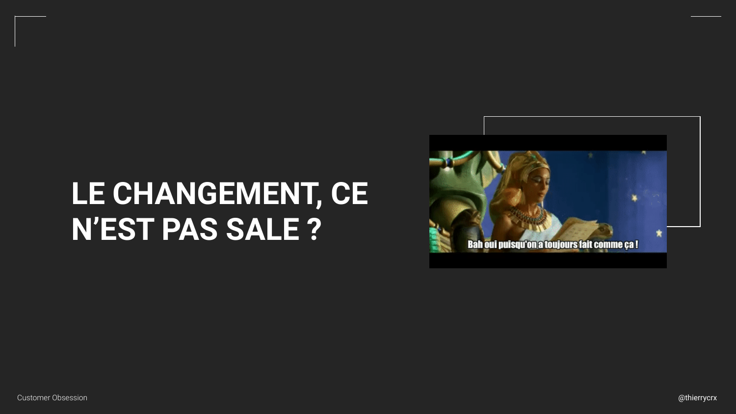# LE CHANGEMENT, CE N'EST PAS SALE ?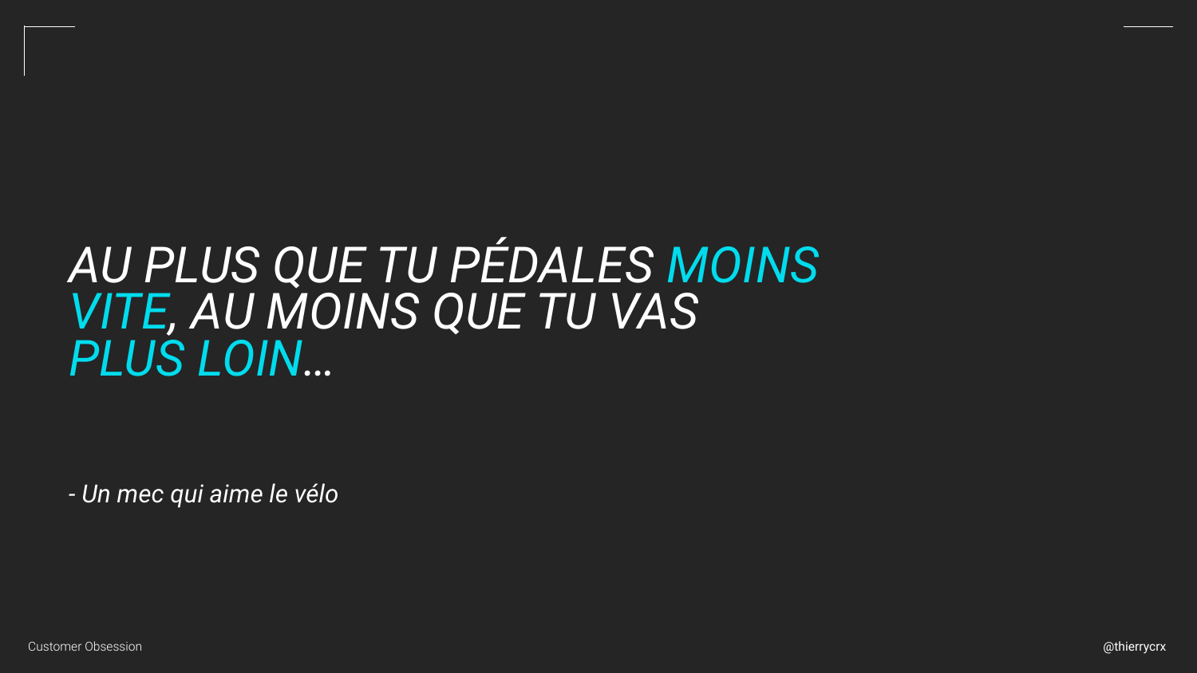*AU PLUS QUE TU PÉDALES MOINS VITE, AU MOINS QUE TU VAS PLUS LOIN...*

*- Un mec qui aime le vélo*